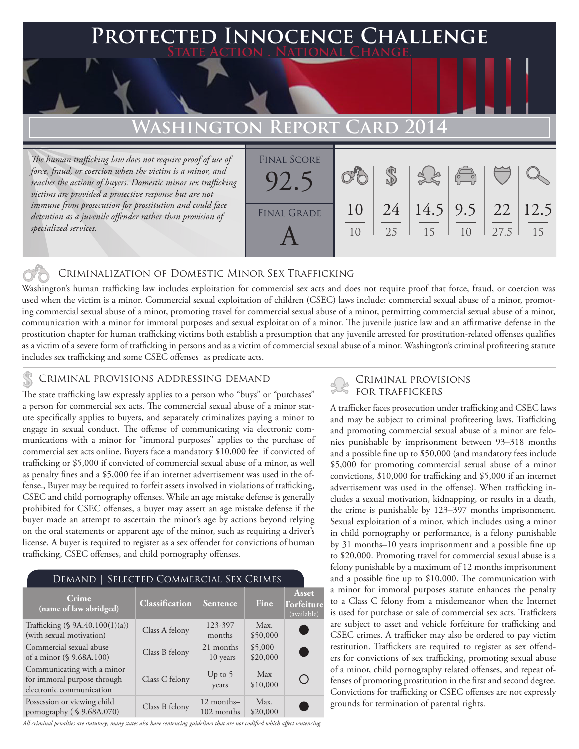# Protected Innocence Challenge

State Action . National Change.

## Washington Report Card 2014

*The human trafficking law does not require proof of use of force, fraud, or coercion when the victim is a minor, and reaches the actions of buyers. Domestic minor sex trafficking victims are provided a protective response but are not immune from prosecution for prostitution and could face detention as a juvenile offender rather than provision of specialized services.*

Final Score: 92.5

Final Grade: A

| | | | | | |
|---|---|---|---|---|---|
| 10/10 | 24/25 | 14.5/15 | 9.5/10 | 22/27.5 | 12.5/15 |

### Criminalization of Domestic Minor Sex Trafficking

Washington's human trafficking law includes exploitation for commercial sex acts and does not require proof that force, fraud, or coercion was used when the victim is a minor. Commercial sexual exploitation of children (CSEC) laws include: commercial sexual abuse of a minor, promoting commercial sexual abuse of a minor, promoting travel for commercial sexual abuse of a minor, permitting commercial sexual abuse of a minor, communication with a minor for immoral purposes and sexual exploitation of a minor. The juvenile justice law and an affirmative defense in the prostitution chapter for human trafficking victims both establish a presumption that any juvenile arrested for prostitution-related offenses qualifies as a victim of a severe form of trafficking in persons and as a victim of commercial sexual abuse of a minor. Washington's criminal profiteering statute includes sex trafficking and some CSEC offenses as predicate acts.

### Criminal provisions Addressing demand

The state trafficking law expressly applies to a person who "buys" or "purchases" a person for commercial sex acts. The commercial sexual abuse of a minor statute specifically applies to buyers, and separately criminalizes paying a minor to engage in sexual conduct. The offense of communicating via electronic communications with a minor for "immoral purposes" applies to the purchase of commercial sex acts online. Buyers face a mandatory $10,000 fee if convicted of trafficking or $5,000 if convicted of commercial sexual abuse of a minor, as well as penalty fines and a $5,000 fee if an internet advertisement was used in the offense., Buyer may be required to forfeit assets involved in violations of trafficking, CSEC and child pornography offenses. While an age mistake defense is generally prohibited for CSEC offenses, a buyer may assert an age mistake defense if the buyer made an attempt to ascertain the minor's age by actions beyond relying on the oral statements or apparent age of the minor, such as requiring a driver's license. A buyer is required to register as a sex offender for convictions of human trafficking, CSEC offenses, and child pornography offenses.

#### Demand | Selected Commercial Sex Crimes

| Crime (name of law abridged) | Classification | Sentence | Fine | Asset Forfeiture (available) |
|---|---|---|---|---|
| Trafficking (§ 9A.40.100(1)(a)) (with sexual motivation) | Class A felony | 123-397 months | Max. $50,000 | ● |
| Commercial sexual abuse of a minor (§ 9.68A.100) | Class B felony | 21 months –10 years | $5,000–$20,000 | ● |
| Communicating with a minor for immoral purpose through electronic communication | Class C felony | Up to 5 years | Max $10,000 | ○ |
| Possession or viewing child pornography ( § 9.68A.070) | Class B felony | 12 months–102 months | Max. $20,000 | ● |

*All criminal penalties are statutory; many states also have sentencing guidelines that are not codified which affect sentencing.*

### Criminal provisions for Traffickers

A trafficker faces prosecution under trafficking and CSEC laws and may be subject to criminal profiteering laws. Trafficking and promoting commercial sexual abuse of a minor are felonies punishable by imprisonment between 93–318 months and a possible fine up to $50,000 (and mandatory fees include $5,000 for promoting commercial sexual abuse of a minor convictions, $10,000 for trafficking and $5,000 if an internet advertisement was used in the offense). When trafficking includes a sexual motivation, kidnapping, or results in a death, the crime is punishable by 123–397 months imprisonment. Sexual exploitation of a minor, which includes using a minor in child pornography or performance, is a felony punishable by 31 months–10 years imprisonment and a possible fine up to $20,000. Promoting travel for commercial sexual abuse is a felony punishable by a maximum of 12 months imprisonment and a possible fine up to $10,000. The communication with a minor for immoral purposes statute enhances the penalty to a Class C felony from a misdemeanor when the Internet is used for purchase or sale of commercial sex acts. Traffickers are subject to asset and vehicle forfeiture for trafficking and CSEC crimes. A trafficker may also be ordered to pay victim restitution. Traffickers are required to register as sex offenders for convictions of sex trafficking, promoting sexual abuse of a minor, child pornography related offenses, and repeat offenses of promoting prostitution in the first and second degree. Convictions for trafficking or CSEC offenses are not expressly grounds for termination of parental rights.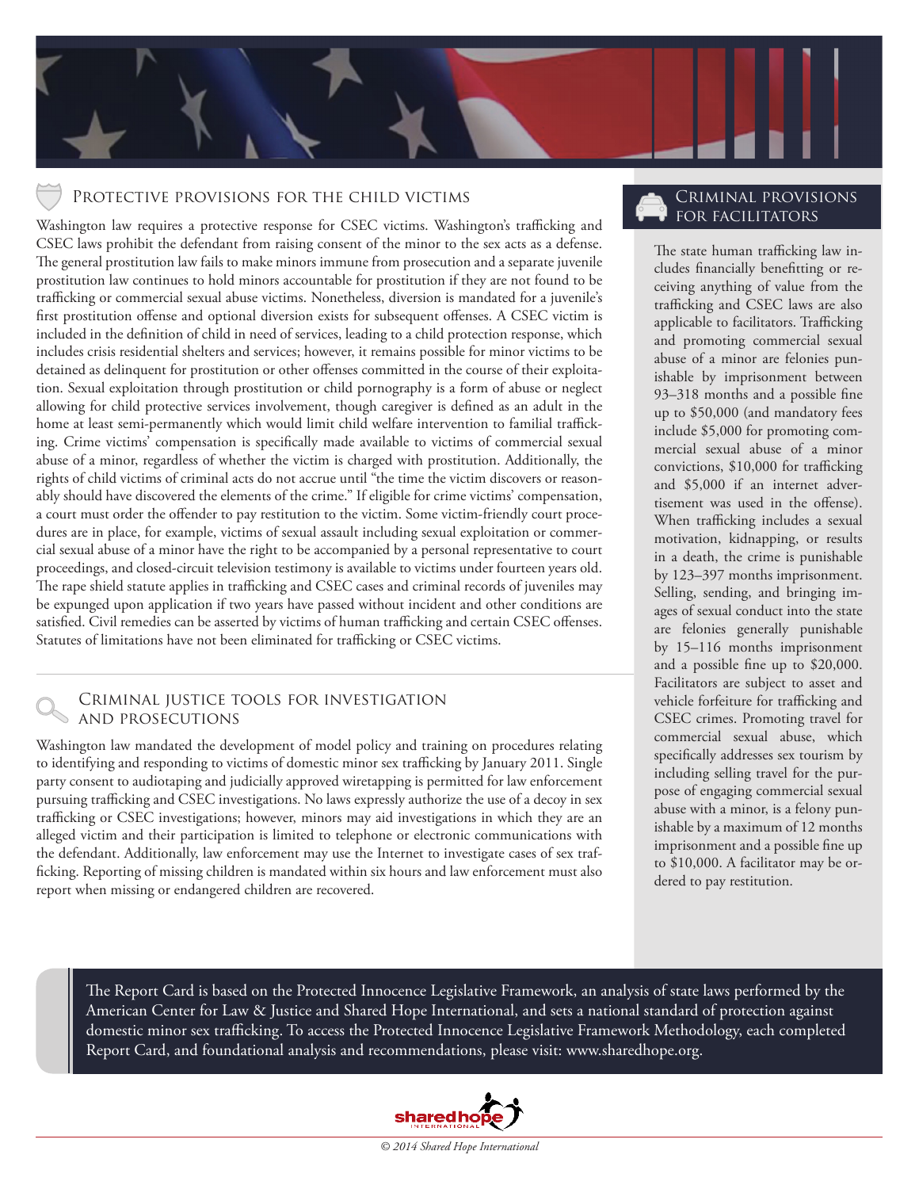## Protective provisions for the child victims

Washington law requires a protective response for CSEC victims. Washington's trafficking and CSEC laws prohibit the defendant from raising consent of the minor to the sex acts as a defense. The general prostitution law fails to make minors immune from prosecution and a separate juvenile prostitution law continues to hold minors accountable for prostitution if they are not found to be trafficking or commercial sexual abuse victims. Nonetheless, diversion is mandated for a juvenile's first prostitution offense and optional diversion exists for subsequent offenses. A CSEC victim is included in the definition of child in need of services, leading to a child protection response, which includes crisis residential shelters and services; however, it remains possible for minor victims to be detained as delinquent for prostitution or other offenses committed in the course of their exploitation. Sexual exploitation through prostitution or child pornography is a form of abuse or neglect allowing for child protective services involvement, though caregiver is defined as an adult in the home at least semi-permanently which would limit child welfare intervention to familial trafficking. Crime victims' compensation is specifically made available to victims of commercial sexual abuse of a minor, regardless of whether the victim is charged with prostitution. Additionally, the rights of child victims of criminal acts do not accrue until "the time the victim discovers or reasonably should have discovered the elements of the crime." If eligible for crime victims' compensation, a court must order the offender to pay restitution to the victim. Some victim-friendly court procedures are in place, for example, victims of sexual assault including sexual exploitation or commercial sexual abuse of a minor have the right to be accompanied by a personal representative to court proceedings, and closed-circuit television testimony is available to victims under fourteen years old. The rape shield statute applies in trafficking and CSEC cases and criminal records of juveniles may be expunged upon application if two years have passed without incident and other conditions are satisfied. Civil remedies can be asserted by victims of human trafficking and certain CSEC offenses. Statutes of limitations have not been eliminated for trafficking or CSEC victims.

## Criminal justice tools for investigation and prosecutions

Washington law mandated the development of model policy and training on procedures relating to identifying and responding to victims of domestic minor sex trafficking by January 2011. Single party consent to audiotaping and judicially approved wiretapping is permitted for law enforcement pursuing trafficking and CSEC investigations. No laws expressly authorize the use of a decoy in sex trafficking or CSEC investigations; however, minors may aid investigations in which they are an alleged victim and their participation is limited to telephone or electronic communications with the defendant. Additionally, law enforcement may use the Internet to investigate cases of sex trafficking. Reporting of missing children is mandated within six hours and law enforcement must also report when missing or endangered children are recovered.

## Criminal provisions for facilitators

The state human trafficking law includes financially benefitting or receiving anything of value from the trafficking and CSEC laws are also applicable to facilitators. Trafficking and promoting commercial sexual abuse of a minor are felonies punishable by imprisonment between 93–318 months and a possible fine up to $50,000 (and mandatory fees include $5,000 for promoting commercial sexual abuse of a minor convictions, $10,000 for trafficking and $5,000 if an internet advertisement was used in the offense). When trafficking includes a sexual motivation, kidnapping, or results in a death, the crime is punishable by 123–397 months imprisonment. Selling, sending, and bringing images of sexual conduct into the state are felonies generally punishable by 15–116 months imprisonment and a possible fine up to $20,000. Facilitators are subject to asset and vehicle forfeiture for trafficking and CSEC crimes. Promoting travel for commercial sexual abuse, which specifically addresses sex tourism by including selling travel for the purpose of engaging commercial sexual abuse with a minor, is a felony punishable by a maximum of 12 months imprisonment and a possible fine up to $10,000. A facilitator may be ordered to pay restitution.

The Report Card is based on the Protected Innocence Legislative Framework, an analysis of state laws performed by the American Center for Law & Justice and Shared Hope International, and sets a national standard of protection against domestic minor sex trafficking. To access the Protected Innocence Legislative Framework Methodology, each completed Report Card, and foundational analysis and recommendations, please visit: www.sharedhope.org.

shared hope INTERNATIONAL

*© 2014 Shared Hope International*